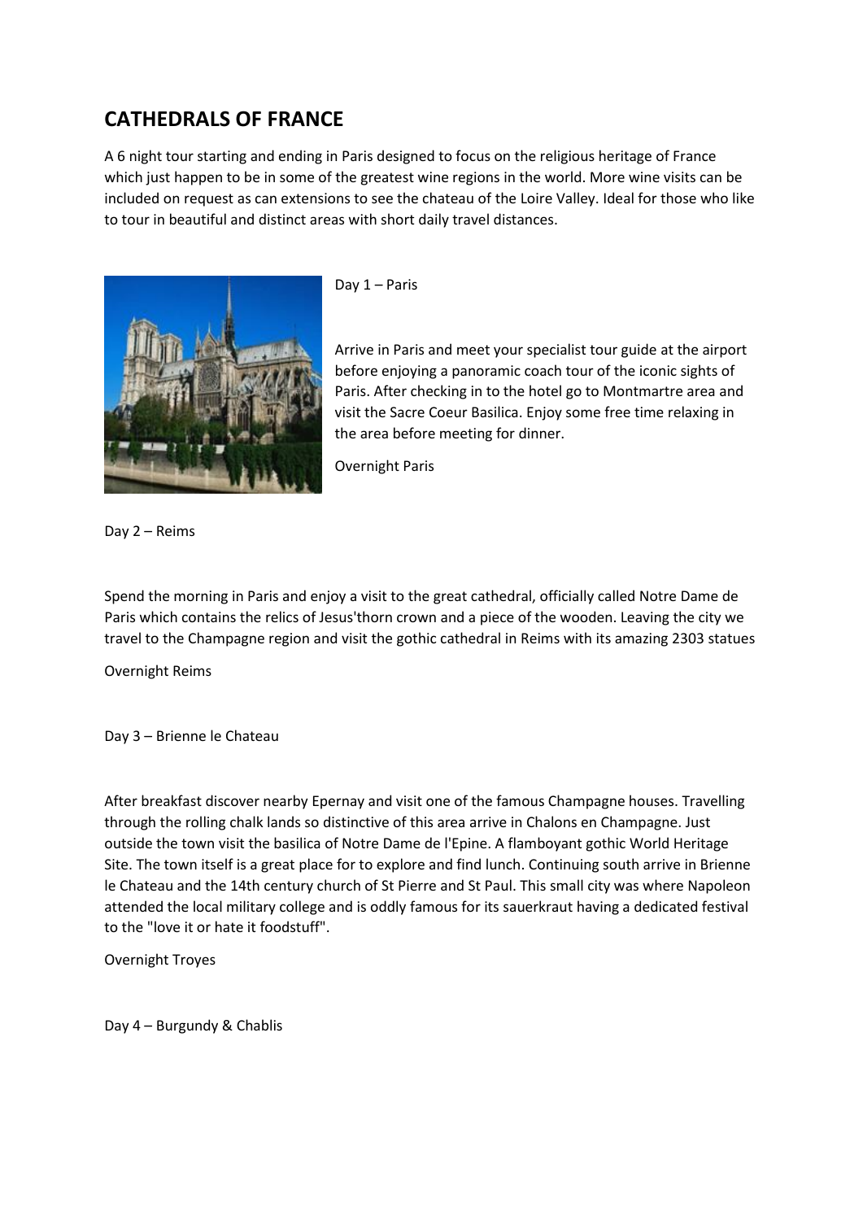# CATHEDRALS OF FRANCE

A 6 night tour starting and ending in Paris designed to focus on the religious heritage of France which just happen to be in some of the greatest wine regions in the world. More wine visits can be included on request as can extensions to see the chateau of the Loire Valley. Ideal for those who like to tour in beautiful and distinct areas with short daily travel distances.

Day 1 – Paris

Arrive in Paris and meet your specialist tour guide at the airport before enjoying a panoramic coach tour of the iconic sights of Paris. After checking in to the hotel go to Montmartre area and visit the Sacre Coeur Basilica. Enjoy some free time relaxing in the area before meeting for dinner.

Overnight Paris

Day 2 – Reims

Spend the morning in Paris and enjoy a visit to the great cathedral, officially called Notre Dame de Paris which contains the relics of Jesus'thorn crown and a piece of the wooden. Leaving the city we travel to the Champagne region and visit the gothic cathedral in Reims with its amazing 2303 statues

Overnight Reims

Day 3 – Brienne le Chateau

After breakfast discover nearby Epernay and visit one of the famous Champagne houses. Travelling through the rolling chalk lands so distinctive of this area arrive in Chalons en Champagne. Just outside the town visit the basilica of Notre Dame de l'Epine. A flamboyant gothic World Heritage Site. The town itself is a great place for to explore and find lunch. Continuing south arrive in Brienne le Chateau and the 14th century church of St Pierre and St Paul. This small city was where Napoleon attended the local military college and is oddly famous for its sauerkraut having a dedicated festival to the "love it or hate it foodstuff".

Overnight Troyes

Day 4 – Burgundy & Chablis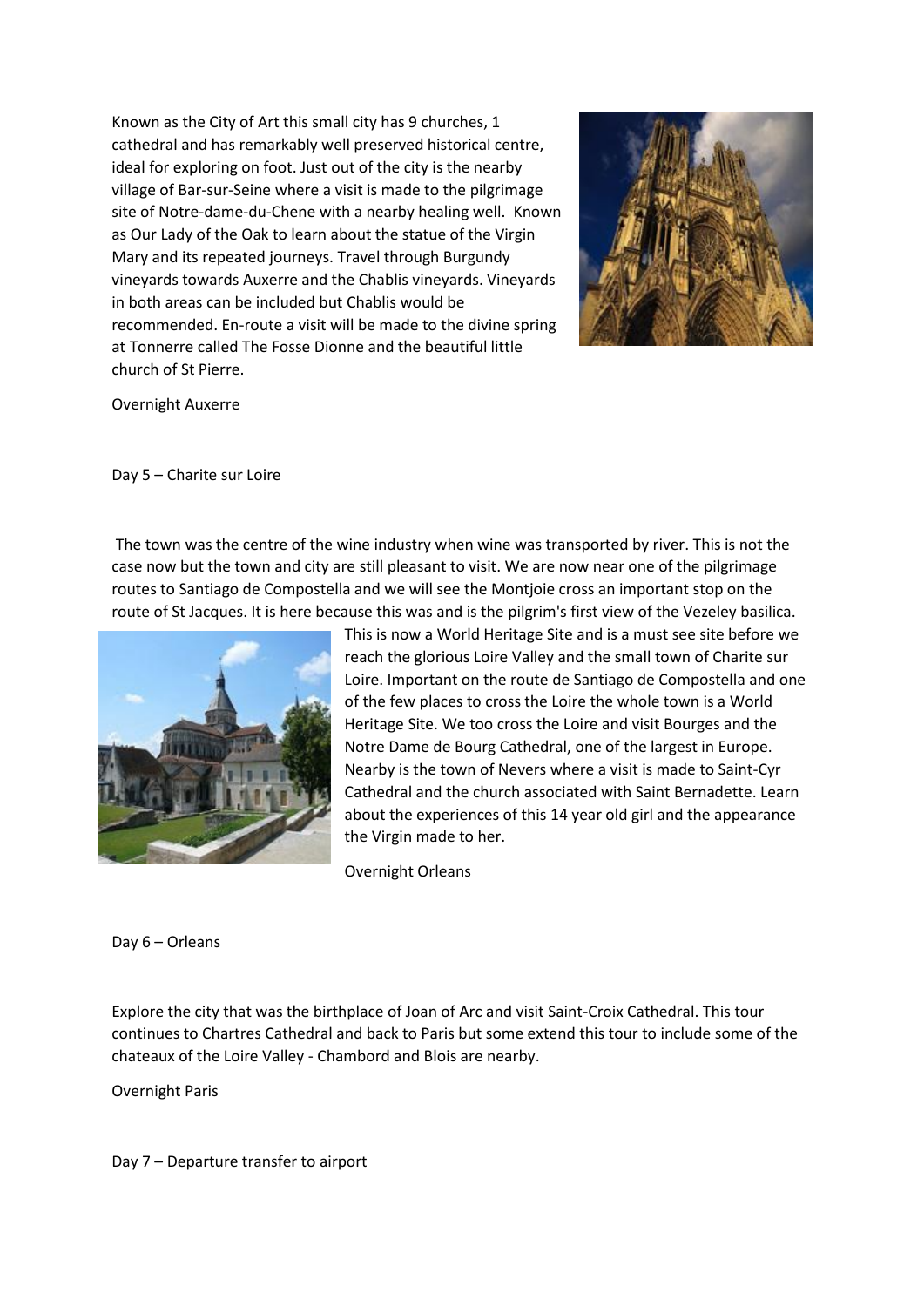Known as the City of Art this small city has 9 churches, 1 cathedral and has remarkably well preserved historical centre, ideal for exploring on foot. Just out of the city is the nearby village of Bar-sur-Seine where a visit is made to the pilgrimage site of Notre-dame-du-Chene with a nearby healing well. Known as Our Lady of the Oak to learn about the statue of the Virgin Mary and its repeated journeys. Travel through Burgundy vineyards towards Auxerre and the Chablis vineyards. Vineyards in both areas can be included but Chablis would be recommended. En-route a visit will be made to the divine spring at Tonnerre called The Fosse Dionne and the beautiful little church of St Pierre.

Overnight Auxerre

Day 5 – Charite sur Loire

The town was the centre of the wine industry when wine was transported by river. This is not the case now but the town and city are still pleasant to visit. We are now near one of the pilgrimage routes to Santiago de Compostella and we will see the Montjoie cross an important stop on the route of St Jacques. It is here because this was and is the pilgrim's first view of the Vezeley basilica. This is now a World Heritage Site and is a must see site before we reach the glorious Loire Valley and the small town of Charite sur Loire. Important on the route de Santiago de Compostella and one of the few places to cross the Loire the whole town is a World Heritage Site. We too cross the Loire and visit Bourges and the Notre Dame de Bourg Cathedral, one of the largest in Europe. Nearby is the town of Nevers where a visit is made to Saint-Cyr Cathedral and the church associated with Saint Bernadette. Learn about the experiences of this 14 year old girl and the appearance the Virgin made to her.

Overnight Orleans

Day 6 – Orleans

Explore the city that was the birthplace of Joan of Arc and visit Saint-Croix Cathedral. This tour continues to Chartres Cathedral and back to Paris but some extend this tour to include some of the chateaux of the Loire Valley - Chambord and Blois are nearby.

Overnight Paris

Day 7 – Departure transfer to airport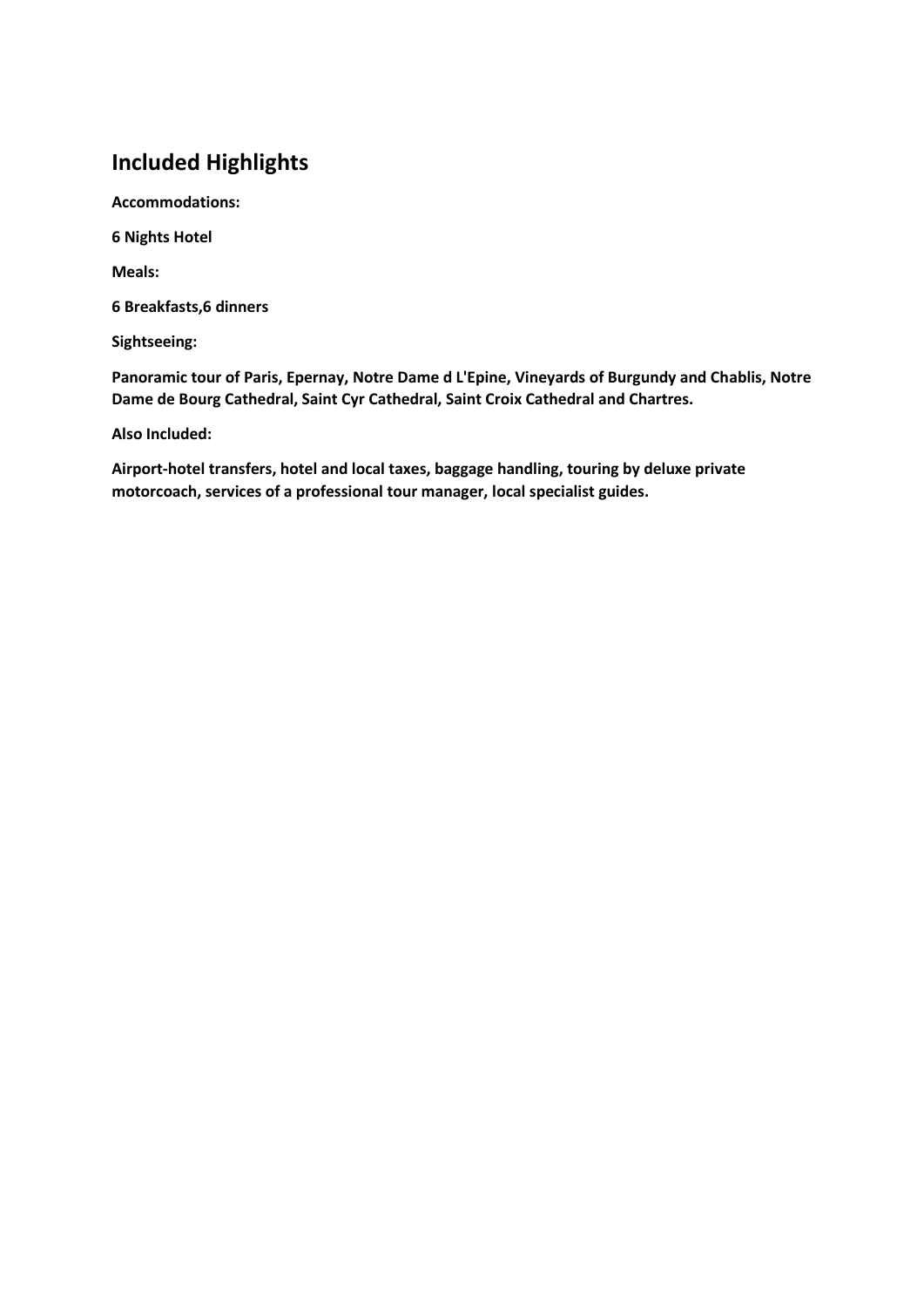## Included Highlights

**Accommodations:**

**6 Nights Hotel**

**Meals:**

**6 Breakfasts,6 dinners**

**Sightseeing:**

**Panoramic tour of Paris, Epernay, Notre Dame d L'Epine, Vineyards of Burgundy and Chablis, Notre Dame de Bourg Cathedral, Saint Cyr Cathedral, Saint Croix Cathedral and Chartres.**

**Also Included:**

**Airport-hotel transfers, hotel and local taxes, baggage handling, touring by deluxe private motorcoach, services of a professional tour manager, local specialist guides.**